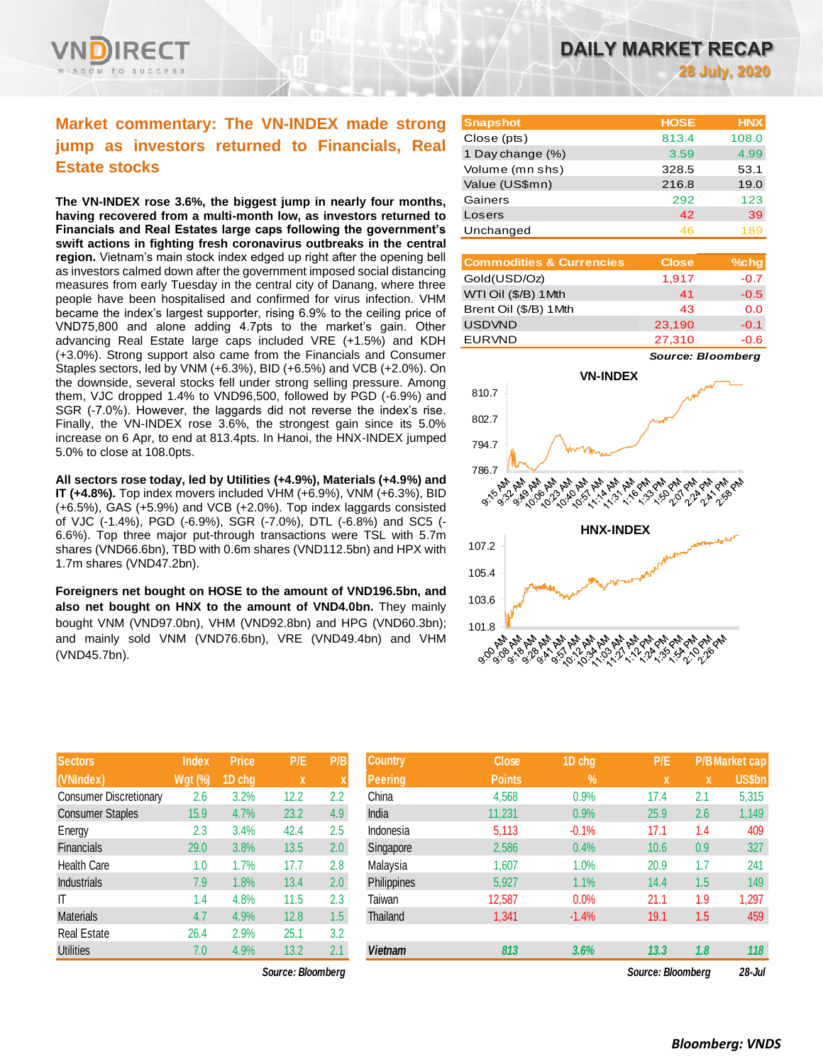# DAILY MARKET RECAP

**28 July, 2020**

## Market commentary: The VN-INDEX made strong jump as investors returned to Financials, Real Estate stocks

**The VN-INDEX rose 3.6%, the biggest jump in nearly four months, having recovered from a multi-month low, as investors returned to Financials and Real Estates large caps following the government's swift actions in fighting fresh coronavirus outbreaks in the central region.** Vietnam's main stock index edged up right after the opening bell as investors calmed down after the government imposed social distancing measures from early Tuesday in the central city of Danang, where three people have been hospitalised and confirmed for virus infection. VHM became the index's largest supporter, rising 6.9% to the ceiling price of VND75,800 and alone adding 4.7pts to the market's gain. Other advancing Real Estate large caps included VRE (+1.5%) and KDH (+3.0%). Strong support also came from the Financials and Consumer Staples sectors, led by VNM (+6.3%), BID (+6.5%) and VCB (+2.0%). On the downside, several stocks fell under strong selling pressure. Among them, VJC dropped 1.4% to VND96,500, followed by PGD (-6.9%) and SGR (-7.0%). However, the laggards did not reverse the index's rise. Finally, the VN-INDEX rose 3.6%, the strongest gain since its 5.0% increase on 6 Apr, to end at 813.4pts. In Hanoi, the HNX-INDEX jumped 5.0% to close at 108.0pts.

**All sectors rose today, led by Utilities (+4.9%), Materials (+4.9%) and IT (+4.8%).** Top index movers included VHM (+6.9%), VNM (+6.3%), BID (+6.5%), GAS (+5.9%) and VCB (+2.0%). Top index laggards consisted of VJC (-1.4%), PGD (-6.9%), SGR (-7.0%), DTL (-6.8%) and SC5 (-6.6%). Top three major put-through transactions were TSL with 5.7m shares (VND66.6bn), TBD with 0.6m shares (VND112.5bn) and HPX with 1.7m shares (VND47.2bn).

**Foreigners net bought on HOSE to the amount of VND196.5bn, and also net bought on HNX to the amount of VND4.0bn.** They mainly bought VNM (VND97.0bn), VHM (VND92.8bn) and HPG (VND60.3bn); and mainly sold VNM (VND76.6bn), VRE (VND49.4bn) and VHM (VND45.7bn).

| Snapshot | HOSE | HNX |
|---|---|---|
| Close (pts) | 813.4 | 108.0 |
| 1 Day change (%) | 3.59 | 4.99 |
| Volume (mn shs) | 328.5 | 53.1 |
| Value (US$mn) | 216.8 | 19.0 |
| Gainers | 292 | 123 |
| Losers | 42 | 39 |
| Unchanged | 46 | 189 |

| Commodities & Currencies | Close | %chg |
|---|---|---|
| Gold(USD/Oz) | 1,917 | -0.7 |
| WTI Oil ($/B) 1Mth | 41 | -0.5 |
| Brent Oil ($/B) 1Mth | 43 | 0.0 |
| USDVND | 23,190 | -0.1 |
| EURVND | 27,310 | -0.6 |

*Source: Bloomberg*

| Sectors (VNIndex) | Index Wgt (%) | Price 1D chg | P/E x | P/B x |
|---|---|---|---|---|
| Consumer Discretionary | 2.6 | 3.2% | 12.2 | 2.2 |
| Consumer Staples | 15.9 | 4.7% | 23.2 | 4.9 |
| Energy | 2.3 | 3.4% | 42.4 | 2.5 |
| Financials | 29.0 | 3.8% | 13.5 | 2.0 |
| Health Care | 1.0 | 1.7% | 17.7 | 2.8 |
| Industrials | 7.9 | 1.8% | 13.4 | 2.0 |
| IT | 1.4 | 4.8% | 11.5 | 2.3 |
| Materials | 4.7 | 4.9% | 12.8 | 1.5 |
| Real Estate | 26.4 | 2.9% | 25.1 | 3.2 |
| Utilities | 7.0 | 4.9% | 13.2 | 2.1 |

*Source: Bloomberg*

| Country Peering | Close Points | 1D chg % | P/E x | P/B x | Market cap US$bn |
|---|---|---|---|---|---|
| China | 4,568 | 0.9% | 17.4 | 2.1 | 5,315 |
| India | 11,231 | 0.9% | 25.9 | 2.6 | 1,149 |
| Indonesia | 5,113 | -0.1% | 17.1 | 1.4 | 409 |
| Singapore | 2,586 | 0.4% | 10.6 | 0.9 | 327 |
| Malaysia | 1,607 | 1.0% | 20.9 | 1.7 | 241 |
| Philippines | 5,927 | 1.1% | 14.4 | 1.5 | 149 |
| Taiwan | 12,587 | 0.0% | 21.1 | 1.9 | 1,297 |
| Thailand | 1,341 | -1.4% | 19.1 | 1.5 | 459 |
| **Vietnam** | **813** | **3.6%** | **13.3** | **1.8** | **118** |

*Source: Bloomberg* 28-Jul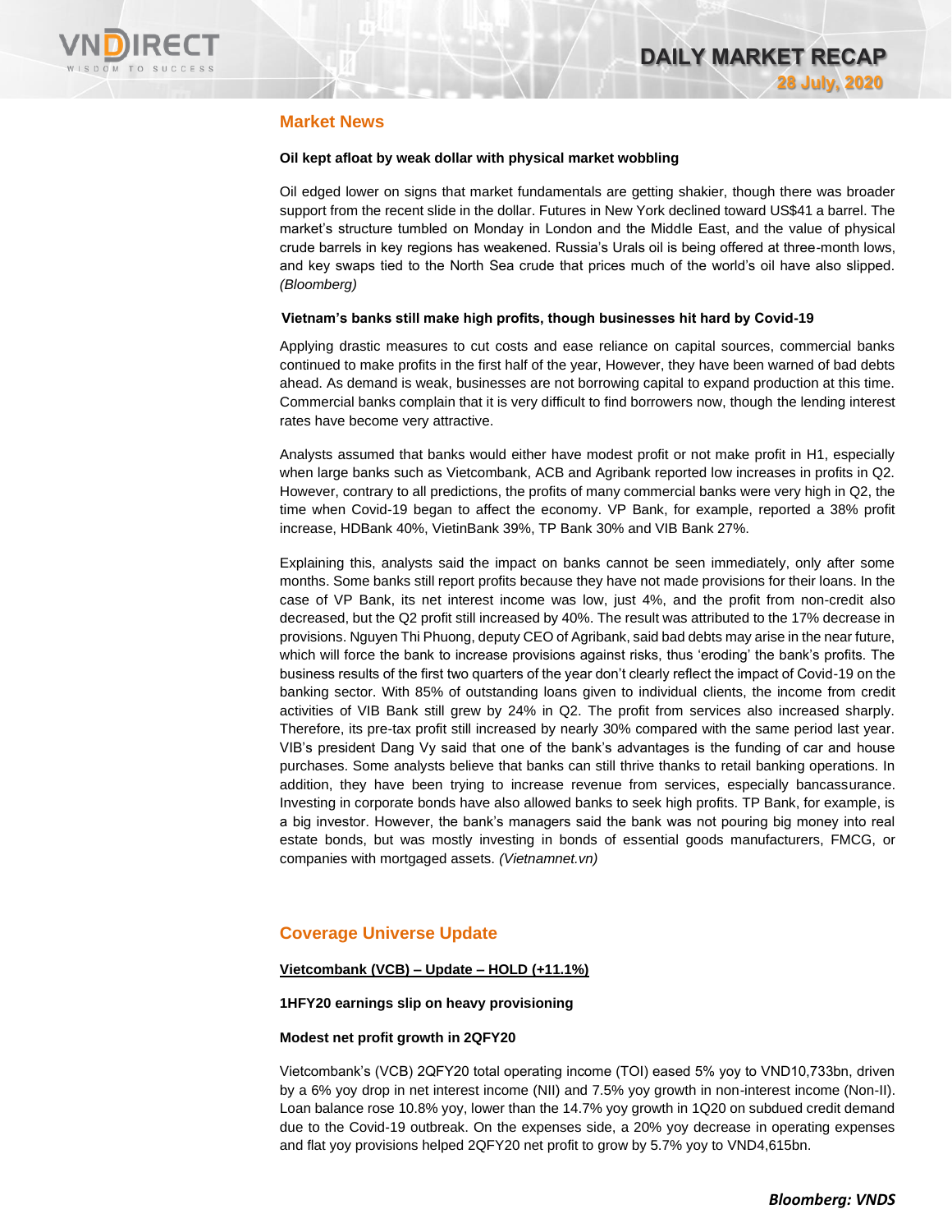## Market News

**Oil kept afloat by weak dollar with physical market wobbling**

Oil edged lower on signs that market fundamentals are getting shakier, though there was broader support from the recent slide in the dollar. Futures in New York declined toward US$41 a barrel. The market's structure tumbled on Monday in London and the Middle East, and the value of physical crude barrels in key regions has weakened. Russia's Urals oil is being offered at three-month lows, and key swaps tied to the North Sea crude that prices much of the world's oil have also slipped. *(Bloomberg)*

**Vietnam's banks still make high profits, though businesses hit hard by Covid-19**

Applying drastic measures to cut costs and ease reliance on capital sources, commercial banks continued to make profits in the first half of the year, However, they have been warned of bad debts ahead. As demand is weak, businesses are not borrowing capital to expand production at this time. Commercial banks complain that it is very difficult to find borrowers now, though the lending interest rates have become very attractive.

Analysts assumed that banks would either have modest profit or not make profit in H1, especially when large banks such as Vietcombank, ACB and Agribank reported low increases in profits in Q2. However, contrary to all predictions, the profits of many commercial banks were very high in Q2, the time when Covid-19 began to affect the economy. VP Bank, for example, reported a 38% profit increase, HDBank 40%, VietinBank 39%, TP Bank 30% and VIB Bank 27%.

Explaining this, analysts said the impact on banks cannot be seen immediately, only after some months. Some banks still report profits because they have not made provisions for their loans. In the case of VP Bank, its net interest income was low, just 4%, and the profit from non-credit also decreased, but the Q2 profit still increased by 40%. The result was attributed to the 17% decrease in provisions. Nguyen Thi Phuong, deputy CEO of Agribank, said bad debts may arise in the near future, which will force the bank to increase provisions against risks, thus 'eroding' the bank's profits. The business results of the first two quarters of the year don't clearly reflect the impact of Covid-19 on the banking sector. With 85% of outstanding loans given to individual clients, the income from credit activities of VIB Bank still grew by 24% in Q2. The profit from services also increased sharply. Therefore, its pre-tax profit still increased by nearly 30% compared with the same period last year. VIB's president Dang Vy said that one of the bank's advantages is the funding of car and house purchases. Some analysts believe that banks can still thrive thanks to retail banking operations. In addition, they have been trying to increase revenue from services, especially bancassurance. Investing in corporate bonds have also allowed banks to seek high profits. TP Bank, for example, is a big investor. However, the bank's managers said the bank was not pouring big money into real estate bonds, but was mostly investing in bonds of essential goods manufacturers, FMCG, or companies with mortgaged assets. *(Vietnamnet.vn)*

## Coverage Universe Update

**Vietcombank (VCB) – Update – HOLD (+11.1%)**

**1HFY20 earnings slip on heavy provisioning**

**Modest net profit growth in 2QFY20**

Vietcombank's (VCB) 2QFY20 total operating income (TOI) eased 5% yoy to VND10,733bn, driven by a 6% yoy drop in net interest income (NII) and 7.5% yoy growth in non-interest income (Non-II). Loan balance rose 10.8% yoy, lower than the 14.7% yoy growth in 1Q20 on subdued credit demand due to the Covid-19 outbreak. On the expenses side, a 20% yoy decrease in operating expenses and flat yoy provisions helped 2QFY20 net profit to grow by 5.7% yoy to VND4,615bn.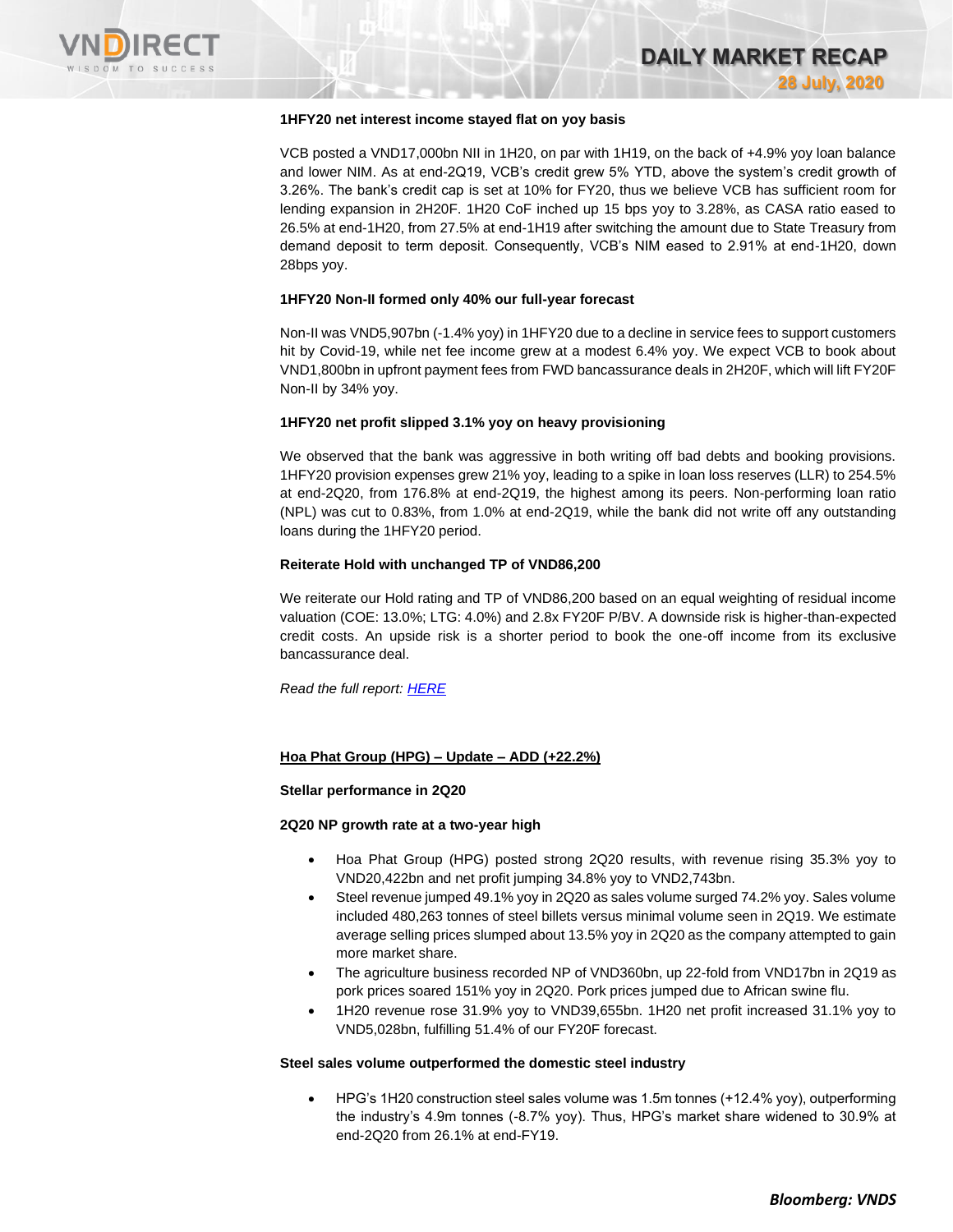**1HFY20 net interest income stayed flat on yoy basis**

VCB posted a VND17,000bn NII in 1H20, on par with 1H19, on the back of +4.9% yoy loan balance and lower NIM. As at end-2Q19, VCB's credit grew 5% YTD, above the system's credit growth of 3.26%. The bank's credit cap is set at 10% for FY20, thus we believe VCB has sufficient room for lending expansion in 2H20F. 1H20 CoF inched up 15 bps yoy to 3.28%, as CASA ratio eased to 26.5% at end-1H20, from 27.5% at end-1H19 after switching the amount due to State Treasury from demand deposit to term deposit. Consequently, VCB's NIM eased to 2.91% at end-1H20, down 28bps yoy.

**1HFY20 Non-II formed only 40% our full-year forecast**

Non-II was VND5,907bn (-1.4% yoy) in 1HFY20 due to a decline in service fees to support customers hit by Covid-19, while net fee income grew at a modest 6.4% yoy. We expect VCB to book about VND1,800bn in upfront payment fees from FWD bancassurance deals in 2H20F, which will lift FY20F Non-II by 34% yoy.

**1HFY20 net profit slipped 3.1% yoy on heavy provisioning**

We observed that the bank was aggressive in both writing off bad debts and booking provisions. 1HFY20 provision expenses grew 21% yoy, leading to a spike in loan loss reserves (LLR) to 254.5% at end-2Q20, from 176.8% at end-2Q19, the highest among its peers. Non-performing loan ratio (NPL) was cut to 0.83%, from 1.0% at end-2Q19, while the bank did not write off any outstanding loans during the 1HFY20 period.

**Reiterate Hold with unchanged TP of VND86,200**

We reiterate our Hold rating and TP of VND86,200 based on an equal weighting of residual income valuation (COE: 13.0%; LTG: 4.0%) and 2.8x FY20F P/BV. A downside risk is higher-than-expected credit costs. An upside risk is a shorter period to book the one-off income from its exclusive bancassurance deal.

*Read the full report: HERE*

**Hoa Phat Group (HPG) – Update – ADD (+22.2%)**

**Stellar performance in 2Q20**

**2Q20 NP growth rate at a two-year high**

- Hoa Phat Group (HPG) posted strong 2Q20 results, with revenue rising 35.3% yoy to VND20,422bn and net profit jumping 34.8% yoy to VND2,743bn.
- Steel revenue jumped 49.1% yoy in 2Q20 as sales volume surged 74.2% yoy. Sales volume included 480,263 tonnes of steel billets versus minimal volume seen in 2Q19. We estimate average selling prices slumped about 13.5% yoy in 2Q20 as the company attempted to gain more market share.
- The agriculture business recorded NP of VND360bn, up 22-fold from VND17bn in 2Q19 as pork prices soared 151% yoy in 2Q20. Pork prices jumped due to African swine flu.
- 1H20 revenue rose 31.9% yoy to VND39,655bn. 1H20 net profit increased 31.1% yoy to VND5,028bn, fulfilling 51.4% of our FY20F forecast.

**Steel sales volume outperformed the domestic steel industry**

- HPG's 1H20 construction steel sales volume was 1.5m tonnes (+12.4% yoy), outperforming the industry's 4.9m tonnes (-8.7% yoy). Thus, HPG's market share widened to 30.9% at end-2Q20 from 26.1% at end-FY19.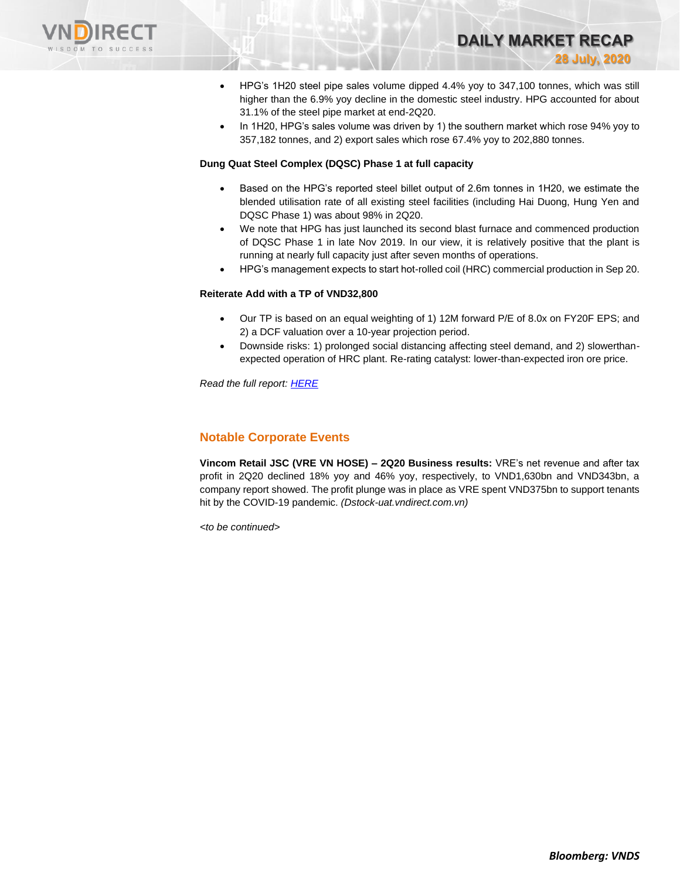- HPG's 1H20 steel pipe sales volume dipped 4.4% yoy to 347,100 tonnes, which was still higher than the 6.9% yoy decline in the domestic steel industry. HPG accounted for about 31.1% of the steel pipe market at end-2Q20.
- In 1H20, HPG's sales volume was driven by 1) the southern market which rose 94% yoy to 357,182 tonnes, and 2) export sales which rose 67.4% yoy to 202,880 tonnes.

**Dung Quat Steel Complex (DQSC) Phase 1 at full capacity**

- Based on the HPG's reported steel billet output of 2.6m tonnes in 1H20, we estimate the blended utilisation rate of all existing steel facilities (including Hai Duong, Hung Yen and DQSC Phase 1) was about 98% in 2Q20.
- We note that HPG has just launched its second blast furnace and commenced production of DQSC Phase 1 in late Nov 2019. In our view, it is relatively positive that the plant is running at nearly full capacity just after seven months of operations.
- HPG's management expects to start hot-rolled coil (HRC) commercial production in Sep 20.

**Reiterate Add with a TP of VND32,800**

- Our TP is based on an equal weighting of 1) 12M forward P/E of 8.0x on FY20F EPS; and 2) a DCF valuation over a 10-year projection period.
- Downside risks: 1) prolonged social distancing affecting steel demand, and 2) slowerthan-expected operation of HRC plant. Re-rating catalyst: lower-than-expected iron ore price.

*Read the full report: HERE*

## Notable Corporate Events

**Vincom Retail JSC (VRE VN HOSE) – 2Q20 Business results:** VRE's net revenue and after tax profit in 2Q20 declined 18% yoy and 46% yoy, respectively, to VND1,630bn and VND343bn, a company report showed. The profit plunge was in place as VRE spent VND375bn to support tenants hit by the COVID-19 pandemic. *(Dstock-uat.vndirect.com.vn)*

*<to be continued>*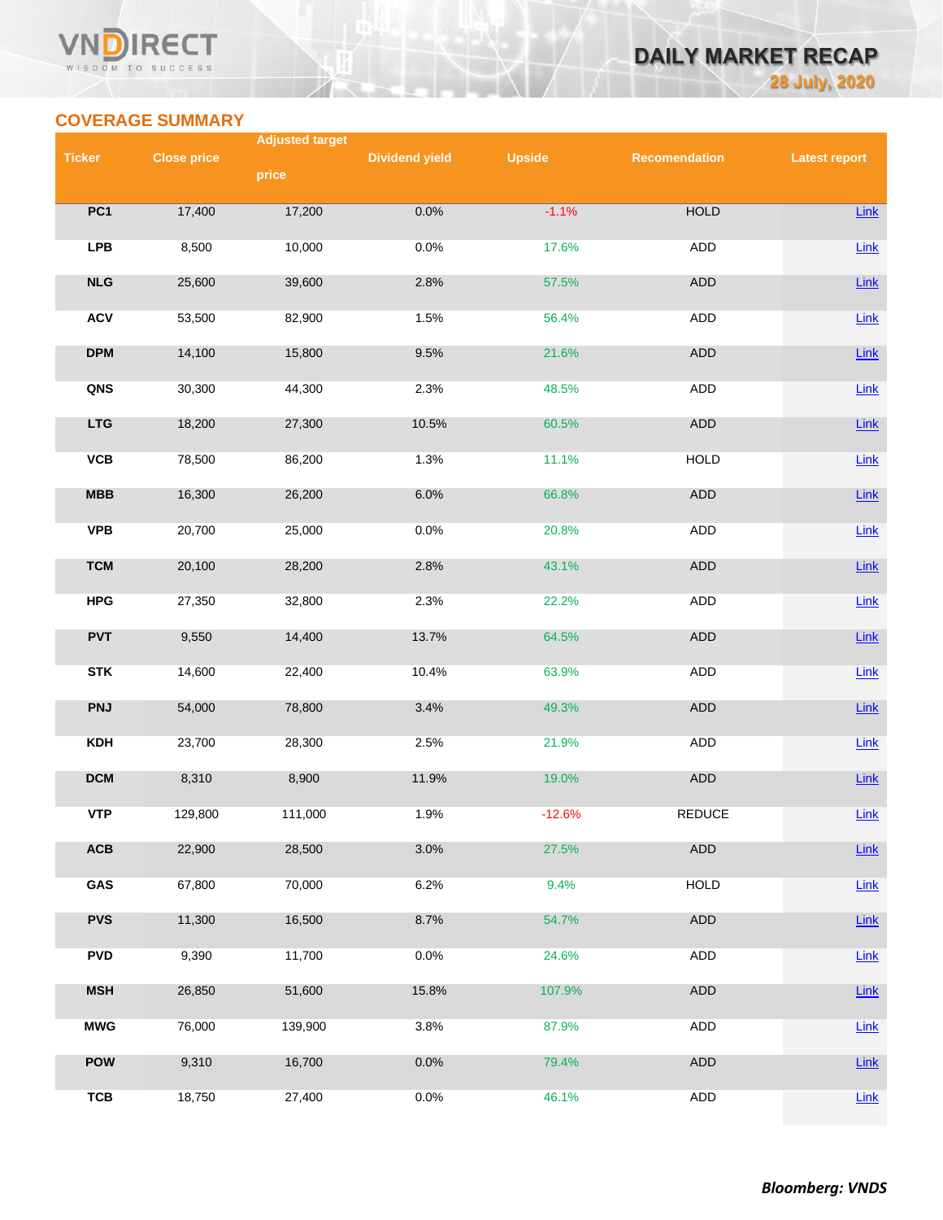## COVERAGE SUMMARY

| Ticker | Close price | Adjusted target price | Dividend yield | Upside | Recomendation | Latest report |
|---|---|---|---|---|---|---|
| PC1 | 17,400 | 17,200 | 0.0% | -1.1% | HOLD | Link |
| LPB | 8,500 | 10,000 | 0.0% | 17.6% | ADD | Link |
| NLG | 25,600 | 39,600 | 2.8% | 57.5% | ADD | Link |
| ACV | 53,500 | 82,900 | 1.5% | 56.4% | ADD | Link |
| DPM | 14,100 | 15,800 | 9.5% | 21.6% | ADD | Link |
| QNS | 30,300 | 44,300 | 2.3% | 48.5% | ADD | Link |
| LTG | 18,200 | 27,300 | 10.5% | 60.5% | ADD | Link |
| VCB | 78,500 | 86,200 | 1.3% | 11.1% | HOLD | Link |
| MBB | 16,300 | 26,200 | 6.0% | 66.8% | ADD | Link |
| VPB | 20,700 | 25,000 | 0.0% | 20.8% | ADD | Link |
| TCM | 20,100 | 28,200 | 2.8% | 43.1% | ADD | Link |
| HPG | 27,350 | 32,800 | 2.3% | 22.2% | ADD | Link |
| PVT | 9,550 | 14,400 | 13.7% | 64.5% | ADD | Link |
| STK | 14,600 | 22,400 | 10.4% | 63.9% | ADD | Link |
| PNJ | 54,000 | 78,800 | 3.4% | 49.3% | ADD | Link |
| KDH | 23,700 | 28,300 | 2.5% | 21.9% | ADD | Link |
| DCM | 8,310 | 8,900 | 11.9% | 19.0% | ADD | Link |
| VTP | 129,800 | 111,000 | 1.9% | -12.6% | REDUCE | Link |
| ACB | 22,900 | 28,500 | 3.0% | 27.5% | ADD | Link |
| GAS | 67,800 | 70,000 | 6.2% | 9.4% | HOLD | Link |
| PVS | 11,300 | 16,500 | 8.7% | 54.7% | ADD | Link |
| PVD | 9,390 | 11,700 | 0.0% | 24.6% | ADD | Link |
| MSH | 26,850 | 51,600 | 15.8% | 107.9% | ADD | Link |
| MWG | 76,000 | 139,900 | 3.8% | 87.9% | ADD | Link |
| POW | 9,310 | 16,700 | 0.0% | 79.4% | ADD | Link |
| TCB | 18,750 | 27,400 | 0.0% | 46.1% | ADD | Link |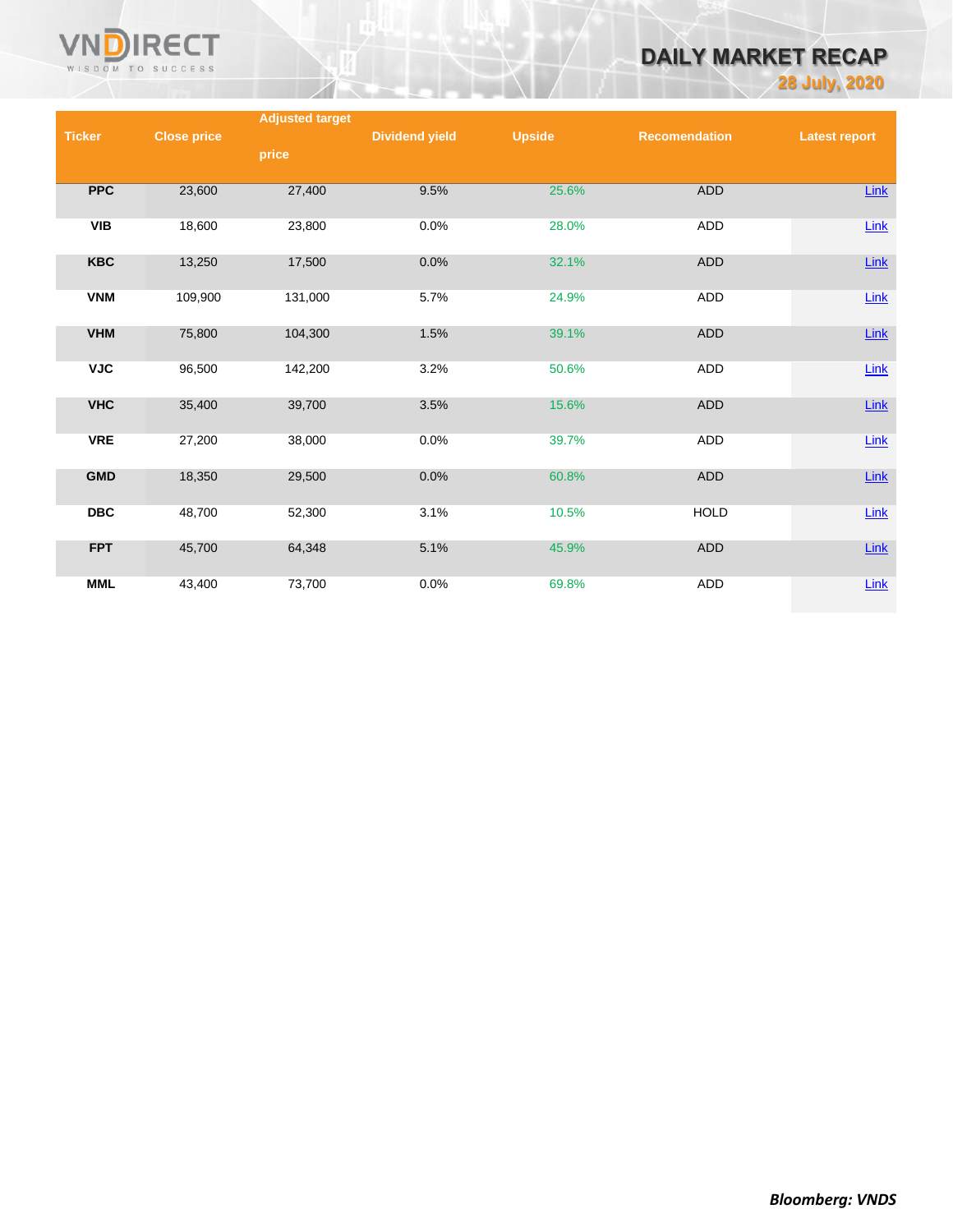| Ticker | Close price | Adjusted target price | Dividend yield | Upside | Recomendation | Latest report |
|---|---|---|---|---|---|---|
| PPC | 23,600 | 27,400 | 9.5% | 25.6% | ADD | Link |
| VIB | 18,600 | 23,800 | 0.0% | 28.0% | ADD | Link |
| KBC | 13,250 | 17,500 | 0.0% | 32.1% | ADD | Link |
| VNM | 109,900 | 131,000 | 5.7% | 24.9% | ADD | Link |
| VHM | 75,800 | 104,300 | 1.5% | 39.1% | ADD | Link |
| VJC | 96,500 | 142,200 | 3.2% | 50.6% | ADD | Link |
| VHC | 35,400 | 39,700 | 3.5% | 15.6% | ADD | Link |
| VRE | 27,200 | 38,000 | 0.0% | 39.7% | ADD | Link |
| GMD | 18,350 | 29,500 | 0.0% | 60.8% | ADD | Link |
| DBC | 48,700 | 52,300 | 3.1% | 10.5% | HOLD | Link |
| FPT | 45,700 | 64,348 | 5.1% | 45.9% | ADD | Link |
| MML | 43,400 | 73,700 | 0.0% | 69.8% | ADD | Link |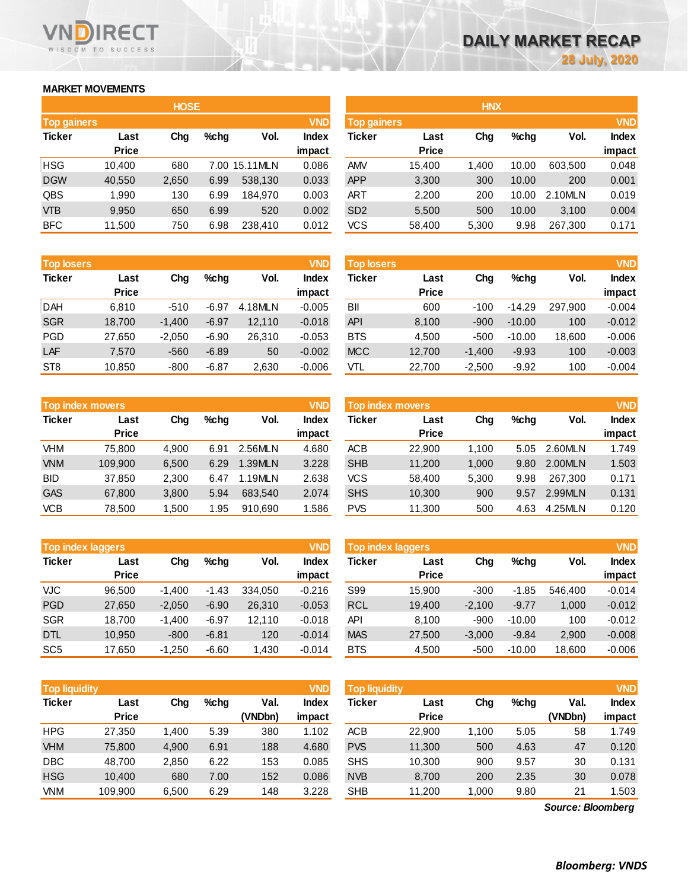# DAILY MARKET RECAP

**28 July, 2020**

## MARKET MOVEMENTS

### HOSE

**Top gainers** (VND)

| Ticker | Last Price | Chg | %chg | Vol. | Index impact |
|---|---|---|---|---|---|
| HSG | 10,400 | 680 | 7.00 | 15.11MLN | 0.086 |
| DGW | 40,550 | 2,650 | 6.99 | 538,130 | 0.033 |
| QBS | 1,990 | 130 | 6.99 | 184,970 | 0.003 |
| VTB | 9,950 | 650 | 6.99 | 520 | 0.002 |
| BFC | 11,500 | 750 | 6.98 | 238,410 | 0.012 |

**Top losers** (VND)

| Ticker | Last Price | Chg | %chg | Vol. | Index impact |
|---|---|---|---|---|---|
| DAH | 6,810 | -510 | -6.97 | 4.18MLN | -0.005 |
| SGR | 18,700 | -1,400 | -6.97 | 12,110 | -0.018 |
| PGD | 27,650 | -2,050 | -6.90 | 26,310 | -0.053 |
| LAF | 7,570 | -560 | -6.89 | 50 | -0.002 |
| ST8 | 10,850 | -800 | -6.87 | 2,630 | -0.006 |

**Top index movers** (VND)

| Ticker | Last Price | Chg | %chg | Vol. | Index impact |
|---|---|---|---|---|---|
| VHM | 75,800 | 4,900 | 6.91 | 2.56MLN | 4.680 |
| VNM | 109,900 | 6,500 | 6.29 | 1.39MLN | 3.228 |
| BID | 37,850 | 2,300 | 6.47 | 1.19MLN | 2.638 |
| GAS | 67,800 | 3,800 | 5.94 | 683,540 | 2.074 |
| VCB | 78,500 | 1,500 | 1.95 | 910,690 | 1.586 |

**Top index laggers** (VND)

| Ticker | Last Price | Chg | %chg | Vol. | Index impact |
|---|---|---|---|---|---|
| VJC | 96,500 | -1,400 | -1.43 | 334,050 | -0.216 |
| PGD | 27,650 | -2,050 | -6.90 | 26,310 | -0.053 |
| SGR | 18,700 | -1,400 | -6.97 | 12,110 | -0.018 |
| DTL | 10,950 | -800 | -6.81 | 120 | -0.014 |
| SC5 | 17,650 | -1,250 | -6.60 | 1,430 | -0.014 |

**Top liquidity** (VND)

| Ticker | Last Price | Chg | %chg | Val. (VNDbn) | Index impact |
|---|---|---|---|---|---|
| HPG | 27,350 | 1,400 | 5.39 | 380 | 1.102 |
| VHM | 75,800 | 4,900 | 6.91 | 188 | 4.680 |
| DBC | 48,700 | 2,850 | 6.22 | 153 | 0.085 |
| HSG | 10,400 | 680 | 7.00 | 152 | 0.086 |
| VNM | 109,900 | 6,500 | 6.29 | 148 | 3.228 |

### HNX

**Top gainers** (VND)

| Ticker | Last Price | Chg | %chg | Vol. | Index impact |
|---|---|---|---|---|---|
| AMV | 15,400 | 1,400 | 10.00 | 603,500 | 0.048 |
| APP | 3,300 | 300 | 10.00 | 200 | 0.001 |
| ART | 2,200 | 200 | 10.00 | 2.10MLN | 0.019 |
| SD2 | 5,500 | 500 | 10.00 | 3,100 | 0.004 |
| VCS | 58,400 | 5,300 | 9.98 | 267,300 | 0.171 |

**Top losers** (VND)

| Ticker | Last Price | Chg | %chg | Vol. | Index impact |
|---|---|---|---|---|---|
| BII | 600 | -100 | -14.29 | 297,900 | -0.004 |
| API | 8,100 | -900 | -10.00 | 100 | -0.012 |
| BTS | 4,500 | -500 | -10.00 | 18,600 | -0.006 |
| MCC | 12,700 | -1,400 | -9.93 | 100 | -0.003 |
| VTL | 22,700 | -2,500 | -9.92 | 100 | -0.004 |

**Top index movers** (VND)

| Ticker | Last Price | Chg | %chg | Vol. | Index impact |
|---|---|---|---|---|---|
| ACB | 22,900 | 1,100 | 5.05 | 2.60MLN | 1.749 |
| SHB | 11,200 | 1,000 | 9.80 | 2.00MLN | 1.503 |
| VCS | 58,400 | 5,300 | 9.98 | 267,300 | 0.171 |
| SHS | 10,300 | 900 | 9.57 | 2.99MLN | 0.131 |
| PVS | 11,300 | 500 | 4.63 | 4.25MLN | 0.120 |

**Top index laggers** (VND)

| Ticker | Last Price | Chg | %chg | Vol. | Index impact |
|---|---|---|---|---|---|
| S99 | 15,900 | -300 | -1.85 | 546,400 | -0.014 |
| RCL | 19,400 | -2,100 | -9.77 | 1,000 | -0.012 |
| API | 8,100 | -900 | -10.00 | 100 | -0.012 |
| MAS | 27,500 | -3,000 | -9.84 | 2,900 | -0.008 |
| BTS | 4,500 | -500 | -10.00 | 18,600 | -0.006 |

**Top liquidity** (VND)

| Ticker | Last Price | Chg | %chg | Val. (VNDbn) | Index impact |
|---|---|---|---|---|---|
| ACB | 22,900 | 1,100 | 5.05 | 58 | 1.749 |
| PVS | 11,300 | 500 | 4.63 | 47 | 0.120 |
| SHS | 10,300 | 900 | 9.57 | 30 | 0.131 |
| NVB | 8,700 | 200 | 2.35 | 30 | 0.078 |
| SHB | 11,200 | 1,000 | 9.80 | 21 | 1.503 |

*Source: Bloomberg*

***Bloomberg: VNDS***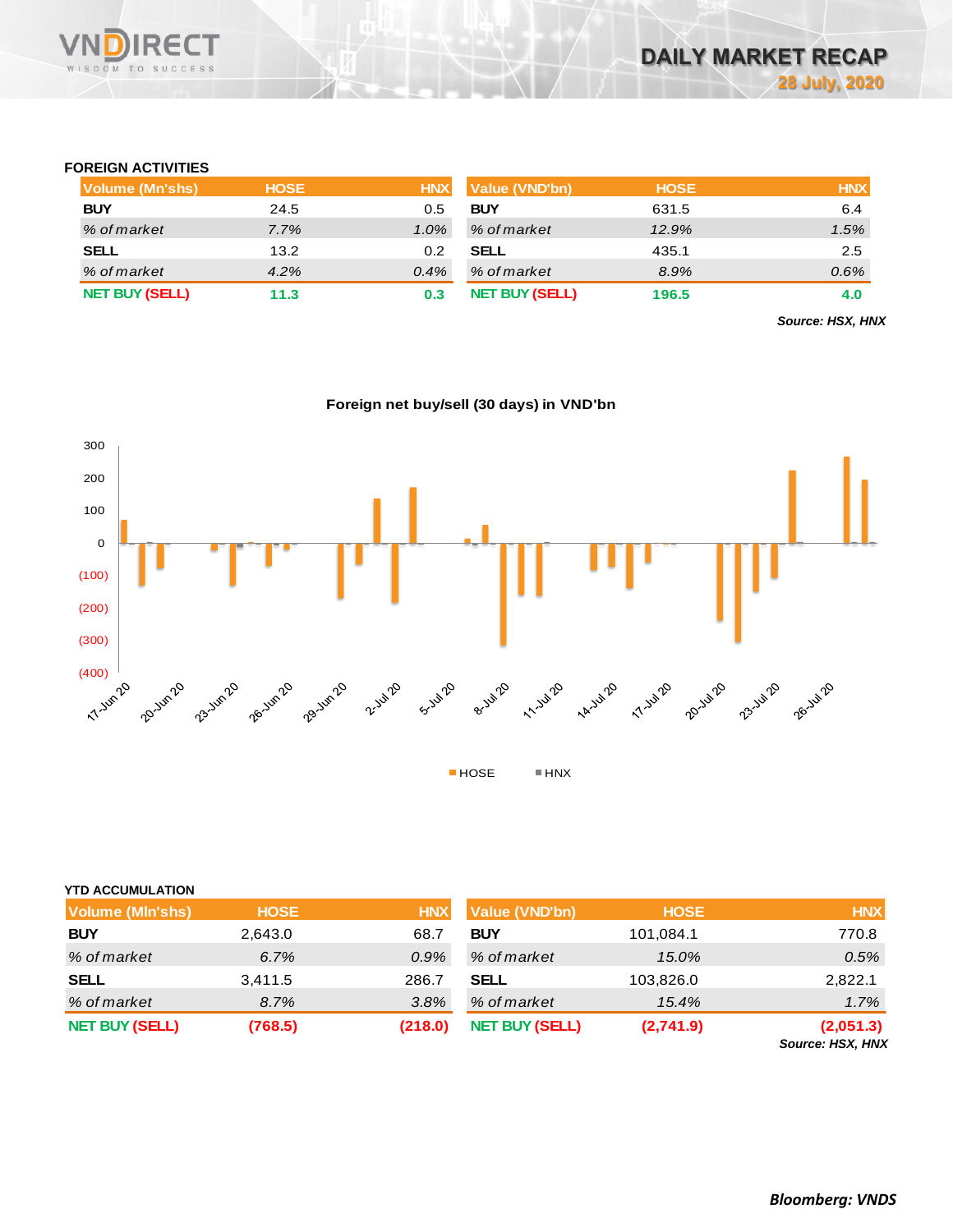# DAILY MARKET RECAP

**28 July, 2020**

### FOREIGN ACTIVITIES

| Volume (Mn'shs) | HOSE | HNX |
|---|---|---|
| **BUY** | 24.5 | 0.5 |
| *% of market* | *7.7%* | *1.0%* |
| **SELL** | 13.2 | 0.2 |
| *% of market* | *4.2%* | *0.4%* |
| **NET BUY (SELL)** | **11.3** | **0.3** |

| Value (VND'bn) | HOSE | HNX |
|---|---|---|
| **BUY** | 631.5 | 6.4 |
| *% of market* | *12.9%* | *1.5%* |
| **SELL** | 435.1 | 2.5 |
| *% of market* | *8.9%* | *0.6%* |
| **NET BUY (SELL)** | **196.5** | **4.0** |

***Source: HSX, HNX***

**Foreign net buy/sell (30 days) in VND'bn**

### YTD ACCUMULATION

| Volume (Mln'shs) | HOSE | HNX |
|---|---|---|
| **BUY** | 2,643.0 | 68.7 |
| *% of market* | *6.7%* | *0.9%* |
| **SELL** | 3,411.5 | 286.7 |
| *% of market* | *8.7%* | *3.8%* |
| **NET BUY (SELL)** | **(768.5)** | **(218.0)** |

| Value (VND'bn) | HOSE | HNX |
|---|---|---|
| **BUY** | 101,084.1 | 770.8 |
| *% of market* | *15.0%* | *0.5%* |
| **SELL** | 103,826.0 | 2,822.1 |
| *% of market* | *15.4%* | *1.7%* |
| **NET BUY (SELL)** | **(2,741.9)** | **(2,051.3)** |

***Source: HSX, HNX***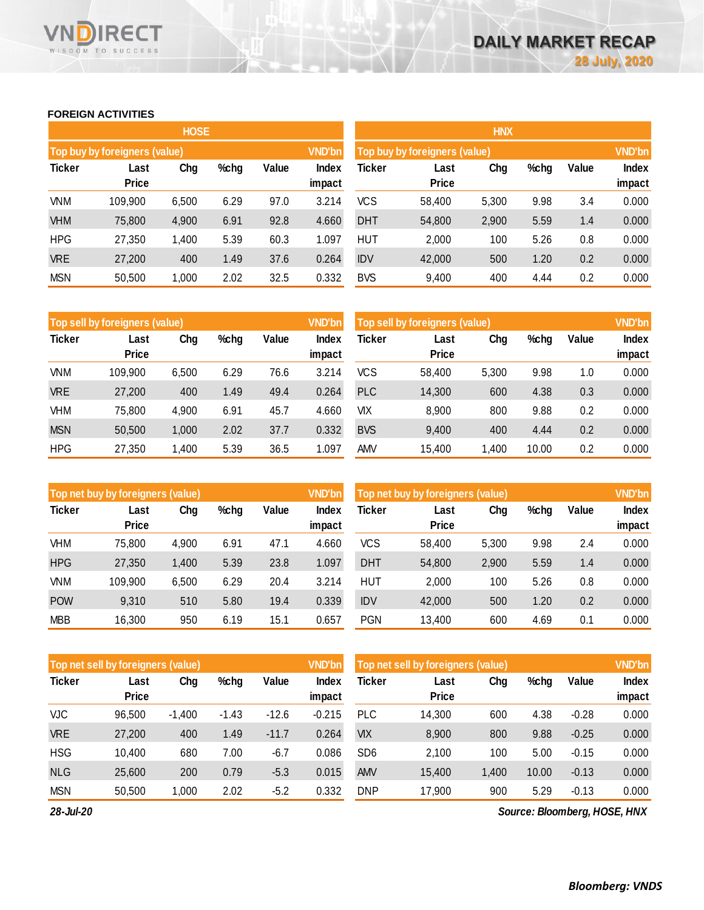# DAILY MARKET RECAP

28 July, 2020

## FOREIGN ACTIVITIES

### HOSE

**Top buy by foreigners (value)** — VND'bn

| Ticker | Last Price | Chg | %chg | Value | Index impact |
|---|---|---|---|---|---|
| VNM | 109,900 | 6,500 | 6.29 | 97.0 | 3.214 |
| VHM | 75,800 | 4,900 | 6.91 | 92.8 | 4.660 |
| HPG | 27,350 | 1,400 | 5.39 | 60.3 | 1.097 |
| VRE | 27,200 | 400 | 1.49 | 37.6 | 0.264 |
| MSN | 50,500 | 1,000 | 2.02 | 32.5 | 0.332 |

**Top sell by foreigners (value)** — VND'bn

| Ticker | Last Price | Chg | %chg | Value | Index impact |
|---|---|---|---|---|---|
| VNM | 109,900 | 6,500 | 6.29 | 76.6 | 3.214 |
| VRE | 27,200 | 400 | 1.49 | 49.4 | 0.264 |
| VHM | 75,800 | 4,900 | 6.91 | 45.7 | 4.660 |
| MSN | 50,500 | 1,000 | 2.02 | 37.7 | 0.332 |
| HPG | 27,350 | 1,400 | 5.39 | 36.5 | 1.097 |

**Top net buy by foreigners (value)** — VND'bn

| Ticker | Last Price | Chg | %chg | Value | Index impact |
|---|---|---|---|---|---|
| VHM | 75,800 | 4,900 | 6.91 | 47.1 | 4.660 |
| HPG | 27,350 | 1,400 | 5.39 | 23.8 | 1.097 |
| VNM | 109,900 | 6,500 | 6.29 | 20.4 | 3.214 |
| POW | 9,310 | 510 | 5.80 | 19.4 | 0.339 |
| MBB | 16,300 | 950 | 6.19 | 15.1 | 0.657 |

**Top net sell by foreigners (value)** — VND'bn

| Ticker | Last Price | Chg | %chg | Value | Index impact |
|---|---|---|---|---|---|
| VJC | 96,500 | -1,400 | -1.43 | -12.6 | -0.215 |
| VRE | 27,200 | 400 | 1.49 | -11.7 | 0.264 |
| HSG | 10,400 | 680 | 7.00 | -6.7 | 0.086 |
| NLG | 25,600 | 200 | 0.79 | -5.3 | 0.015 |
| MSN | 50,500 | 1,000 | 2.02 | -5.2 | 0.332 |

### HNX

**Top buy by foreigners (value)** — VND'bn

| Ticker | Last Price | Chg | %chg | Value | Index impact |
|---|---|---|---|---|---|
| VCS | 58,400 | 5,300 | 9.98 | 3.4 | 0.000 |
| DHT | 54,800 | 2,900 | 5.59 | 1.4 | 0.000 |
| HUT | 2,000 | 100 | 5.26 | 0.8 | 0.000 |
| IDV | 42,000 | 500 | 1.20 | 0.2 | 0.000 |
| BVS | 9,400 | 400 | 4.44 | 0.2 | 0.000 |

**Top sell by foreigners (value)** — VND'bn

| Ticker | Last Price | Chg | %chg | Value | Index impact |
|---|---|---|---|---|---|
| VCS | 58,400 | 5,300 | 9.98 | 1.0 | 0.000 |
| PLC | 14,300 | 600 | 4.38 | 0.3 | 0.000 |
| VIX | 8,900 | 800 | 9.88 | 0.2 | 0.000 |
| BVS | 9,400 | 400 | 4.44 | 0.2 | 0.000 |
| AMV | 15,400 | 1,400 | 10.00 | 0.2 | 0.000 |

**Top net buy by foreigners (value)** — VND'bn

| Ticker | Last Price | Chg | %chg | Value | Index impact |
|---|---|---|---|---|---|
| VCS | 58,400 | 5,300 | 9.98 | 2.4 | 0.000 |
| DHT | 54,800 | 2,900 | 5.59 | 1.4 | 0.000 |
| HUT | 2,000 | 100 | 5.26 | 0.8 | 0.000 |
| IDV | 42,000 | 500 | 1.20 | 0.2 | 0.000 |
| PGN | 13,400 | 600 | 4.69 | 0.1 | 0.000 |

**Top net sell by foreigners (value)** — VND'bn

| Ticker | Last Price | Chg | %chg | Value | Index impact |
|---|---|---|---|---|---|
| PLC | 14,300 | 600 | 4.38 | -0.28 | 0.000 |
| VIX | 8,900 | 800 | 9.88 | -0.25 | 0.000 |
| SD6 | 2,100 | 100 | 5.00 | -0.15 | 0.000 |
| AMV | 15,400 | 1,400 | 10.00 | -0.13 | 0.000 |
| DNP | 17,900 | 900 | 5.29 | -0.13 | 0.000 |

*28-Jul-20*

*Source: Bloomberg, HOSE, HNX*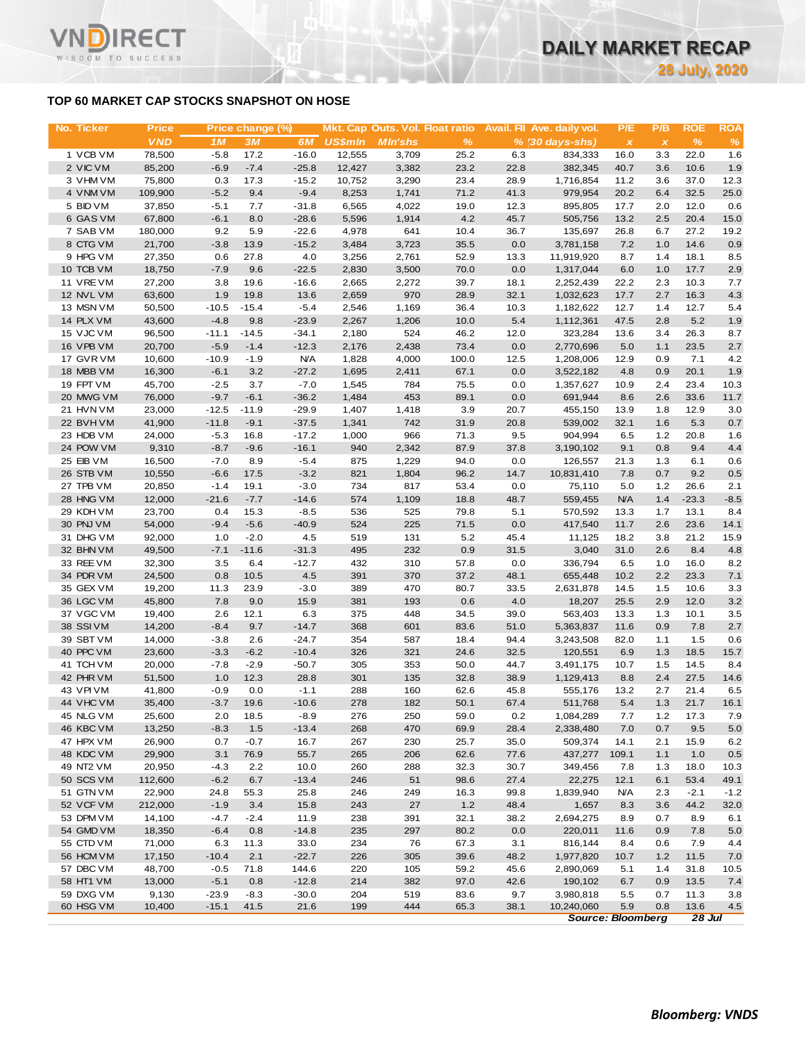## TOP 60 MARKET CAP STOCKS SNAPSHOT ON HOSE

| No. | Ticker | Price | Price change (%) | | | Mkt. Cap | Outs. Vol. | Float ratio | Avail. FII | Ave. daily vol. | P/E | P/B | ROE | ROA |
|---|---|---|---|---|---|---|---|---|---|---|---|---|---|---|
| | | VND | 1M | 3M | 6M | US$mln | Mln'shs | % | % | (30 days-shs) | x | x | % | % |
| 1 | VCB VM | 78,500 | -5.8 | 17.2 | -16.0 | 12,555 | 3,709 | 25.2 | 6.3 | 834,333 | 16.0 | 3.3 | 22.0 | 1.6 |
| 2 | VIC VM | 85,200 | -6.9 | -7.4 | -25.8 | 12,427 | 3,382 | 23.2 | 22.8 | 382,345 | 40.7 | 3.6 | 10.6 | 1.9 |
| 3 | VHM VM | 75,800 | 0.3 | 17.3 | -15.2 | 10,752 | 3,290 | 23.4 | 28.9 | 1,716,854 | 11.2 | 3.6 | 37.0 | 12.3 |
| 4 | VNM VM | 109,900 | -5.2 | 9.4 | -9.4 | 8,253 | 1,741 | 71.2 | 41.3 | 979,954 | 20.2 | 6.4 | 32.5 | 25.0 |
| 5 | BID VM | 37,850 | -5.1 | 7.7 | -31.8 | 6,565 | 4,022 | 19.0 | 12.3 | 895,805 | 17.7 | 2.0 | 12.0 | 0.6 |
| 6 | GAS VM | 67,800 | -6.1 | 8.0 | -28.6 | 5,596 | 1,914 | 4.2 | 45.7 | 505,756 | 13.2 | 2.5 | 20.4 | 15.0 |
| 7 | SAB VM | 180,000 | 9.2 | 5.9 | -22.6 | 4,978 | 641 | 10.4 | 36.7 | 135,697 | 26.8 | 6.7 | 27.2 | 19.2 |
| 8 | CTG VM | 21,700 | -3.8 | 13.9 | -15.2 | 3,484 | 3,723 | 35.5 | 0.0 | 3,781,158 | 7.2 | 1.0 | 14.6 | 0.9 |
| 9 | HPG VM | 27,350 | 0.6 | 27.8 | 4.0 | 3,256 | 2,761 | 52.9 | 13.3 | 11,919,920 | 8.7 | 1.4 | 18.1 | 8.5 |
| 10 | TCB VM | 18,750 | -7.9 | 9.6 | -22.5 | 2,830 | 3,500 | 70.0 | 0.0 | 1,317,044 | 6.0 | 1.0 | 17.7 | 2.9 |
| 11 | VRE VM | 27,200 | 3.8 | 19.6 | -16.6 | 2,665 | 2,272 | 39.7 | 18.1 | 2,252,439 | 22.2 | 2.3 | 10.3 | 7.7 |
| 12 | NVL VM | 63,600 | 1.9 | 19.8 | 13.6 | 2,659 | 970 | 28.9 | 32.1 | 1,032,623 | 17.7 | 2.7 | 16.3 | 4.3 |
| 13 | MSN VM | 50,500 | -10.5 | -15.4 | -5.4 | 2,546 | 1,169 | 36.4 | 10.3 | 1,182,622 | 12.7 | 1.4 | 12.7 | 5.4 |
| 14 | PLX VM | 43,600 | -4.8 | 9.8 | -23.9 | 2,267 | 1,206 | 10.0 | 5.4 | 1,112,361 | 47.5 | 2.8 | 5.2 | 1.9 |
| 15 | VJC VM | 96,500 | -11.1 | -14.5 | -34.1 | 2,180 | 524 | 46.2 | 12.0 | 323,284 | 13.6 | 3.4 | 26.3 | 8.7 |
| 16 | VPB VM | 20,700 | -5.9 | -1.4 | -12.3 | 2,176 | 2,438 | 73.4 | 0.0 | 2,770,696 | 5.0 | 1.1 | 23.5 | 2.7 |
| 17 | GVR VM | 10,600 | -10.9 | -1.9 | N/A | 1,828 | 4,000 | 100.0 | 12.5 | 1,208,006 | 12.9 | 0.9 | 7.1 | 4.2 |
| 18 | MBB VM | 16,300 | -6.1 | 3.2 | -27.2 | 1,695 | 2,411 | 67.1 | 0.0 | 3,522,182 | 4.8 | 0.9 | 20.1 | 1.9 |
| 19 | FPT VM | 45,700 | -2.5 | 3.7 | -7.0 | 1,545 | 784 | 75.5 | 0.0 | 1,357,627 | 10.9 | 2.4 | 23.4 | 10.3 |
| 20 | MWG VM | 76,000 | -9.7 | -6.1 | -36.2 | 1,484 | 453 | 89.1 | 0.0 | 691,944 | 8.6 | 2.6 | 33.6 | 11.7 |
| 21 | HVN VM | 23,000 | -12.5 | -11.9 | -29.9 | 1,407 | 1,418 | 3.9 | 20.7 | 455,150 | 13.9 | 1.8 | 12.9 | 3.0 |
| 22 | BVH VM | 41,900 | -11.8 | -9.1 | -37.5 | 1,341 | 742 | 31.9 | 20.8 | 539,002 | 32.1 | 1.6 | 5.3 | 0.7 |
| 23 | HDB VM | 24,000 | -5.3 | 16.8 | -17.2 | 1,000 | 966 | 71.3 | 9.5 | 904,994 | 6.5 | 1.2 | 20.8 | 1.6 |
| 24 | POW VM | 9,310 | -8.7 | -9.6 | -16.1 | 940 | 2,342 | 87.9 | 37.8 | 3,190,102 | 9.1 | 0.8 | 9.4 | 4.4 |
| 25 | EIB VM | 16,500 | -7.0 | 8.9 | -5.4 | 875 | 1,229 | 94.0 | 0.0 | 126,557 | 21.3 | 1.3 | 6.1 | 0.6 |
| 26 | STB VM | 10,550 | -6.6 | 17.5 | -3.2 | 821 | 1,804 | 96.2 | 14.7 | 10,831,410 | 7.8 | 0.7 | 9.2 | 0.5 |
| 27 | TPB VM | 20,850 | -1.4 | 19.1 | -3.0 | 734 | 817 | 53.4 | 0.0 | 75,110 | 5.0 | 1.2 | 26.6 | 2.1 |
| 28 | HNG VM | 12,000 | -21.6 | -7.7 | -14.6 | 574 | 1,109 | 18.8 | 48.7 | 559,455 | N/A | 1.4 | -23.3 | -8.5 |
| 29 | KDH VM | 23,700 | 0.4 | 15.3 | -8.5 | 536 | 525 | 79.8 | 5.1 | 570,592 | 13.3 | 1.7 | 13.1 | 8.4 |
| 30 | PNJ VM | 54,000 | -9.4 | -5.6 | -40.9 | 524 | 225 | 71.5 | 0.0 | 417,540 | 11.7 | 2.6 | 23.6 | 14.1 |
| 31 | DHG VM | 92,000 | 1.0 | -2.0 | 4.5 | 519 | 131 | 5.2 | 45.4 | 11,125 | 18.2 | 3.8 | 21.2 | 15.9 |
| 32 | BHN VM | 49,500 | -7.1 | -11.6 | -31.3 | 495 | 232 | 0.9 | 31.5 | 3,040 | 31.0 | 2.6 | 8.4 | 4.8 |
| 33 | REE VM | 32,300 | 3.5 | 6.4 | -12.7 | 432 | 310 | 57.8 | 0.0 | 336,794 | 6.5 | 1.0 | 16.0 | 8.2 |
| 34 | PDR VM | 24,500 | 0.8 | 10.5 | 4.5 | 391 | 370 | 37.2 | 48.1 | 655,448 | 10.2 | 2.2 | 23.3 | 7.1 |
| 35 | GEX VM | 19,200 | 11.3 | 23.9 | -3.0 | 389 | 470 | 80.7 | 33.5 | 2,631,878 | 14.5 | 1.5 | 10.6 | 3.3 |
| 36 | LGC VM | 45,800 | 7.8 | 9.0 | 15.9 | 381 | 193 | 0.6 | 4.0 | 18,207 | 25.5 | 2.9 | 12.0 | 3.2 |
| 37 | VGC VM | 19,400 | 2.6 | 12.1 | 6.3 | 375 | 448 | 34.5 | 39.0 | 563,403 | 13.3 | 1.3 | 10.1 | 3.5 |
| 38 | SSI VM | 14,200 | -8.4 | 9.7 | -14.7 | 368 | 601 | 83.6 | 51.0 | 5,363,837 | 11.6 | 0.9 | 7.8 | 2.7 |
| 39 | SBT VM | 14,000 | -3.8 | 2.6 | -24.7 | 354 | 587 | 18.4 | 94.4 | 3,243,508 | 82.0 | 1.1 | 1.5 | 0.6 |
| 40 | PPC VM | 23,600 | -3.3 | -6.2 | -10.4 | 326 | 321 | 24.6 | 32.5 | 120,551 | 6.9 | 1.3 | 18.5 | 15.7 |
| 41 | TCH VM | 20,000 | -7.8 | -2.9 | -50.7 | 305 | 353 | 50.0 | 44.7 | 3,491,175 | 10.7 | 1.5 | 14.5 | 8.4 |
| 42 | PHR VM | 51,500 | 1.0 | 12.3 | 28.8 | 301 | 135 | 32.8 | 38.9 | 1,129,413 | 8.8 | 2.4 | 27.5 | 14.6 |
| 43 | VPI VM | 41,800 | -0.9 | 0.0 | -1.1 | 288 | 160 | 62.6 | 45.8 | 555,176 | 13.2 | 2.7 | 21.4 | 6.5 |
| 44 | VHC VM | 35,400 | -3.7 | 19.6 | -10.6 | 278 | 182 | 50.1 | 67.4 | 511,768 | 5.4 | 1.3 | 21.7 | 16.1 |
| 45 | NLG VM | 25,600 | 2.0 | 18.5 | -8.9 | 276 | 250 | 59.0 | 0.2 | 1,084,289 | 7.7 | 1.2 | 17.3 | 7.9 |
| 46 | KBC VM | 13,250 | -8.3 | 1.5 | -13.4 | 268 | 470 | 69.9 | 28.4 | 2,338,480 | 7.0 | 0.7 | 9.5 | 5.0 |
| 47 | HPX VM | 26,900 | 0.7 | -0.7 | 16.7 | 267 | 230 | 25.7 | 35.0 | 509,374 | 14.1 | 2.1 | 15.9 | 6.2 |
| 48 | KDC VM | 29,900 | 3.1 | 76.9 | 55.7 | 265 | 206 | 62.6 | 77.6 | 437,277 | 109.1 | 1.1 | 1.0 | 0.5 |
| 49 | NT2 VM | 20,950 | -4.3 | 2.2 | 10.0 | 260 | 288 | 32.3 | 30.7 | 349,456 | 7.8 | 1.3 | 18.0 | 10.3 |
| 50 | SCS VM | 112,600 | -6.2 | 6.7 | -13.4 | 246 | 51 | 98.6 | 27.4 | 22,275 | 12.1 | 6.1 | 53.4 | 49.1 |
| 51 | GTN VM | 22,900 | 24.8 | 55.3 | 25.8 | 246 | 249 | 16.3 | 99.8 | 1,839,940 | N/A | 2.3 | -2.1 | -1.2 |
| 52 | VCF VM | 212,000 | -1.9 | 3.4 | 15.8 | 243 | 27 | 1.2 | 48.4 | 1,657 | 8.3 | 3.6 | 44.2 | 32.0 |
| 53 | DPM VM | 14,100 | -4.7 | -2.4 | 11.9 | 238 | 391 | 32.1 | 38.2 | 2,694,275 | 8.9 | 0.7 | 8.9 | 6.1 |
| 54 | GMD VM | 18,350 | -6.4 | 0.8 | -14.8 | 235 | 297 | 80.2 | 0.0 | 220,011 | 11.6 | 0.9 | 7.8 | 5.0 |
| 55 | CTD VM | 71,000 | 6.3 | 11.3 | 33.0 | 234 | 76 | 67.3 | 3.1 | 816,144 | 8.4 | 0.6 | 7.9 | 4.4 |
| 56 | HCM VM | 17,150 | -10.4 | 2.1 | -22.7 | 226 | 305 | 39.6 | 48.2 | 1,977,820 | 10.7 | 1.2 | 11.5 | 7.0 |
| 57 | DBC VM | 48,700 | -0.5 | 71.8 | 144.6 | 220 | 105 | 59.2 | 45.6 | 2,890,069 | 5.1 | 1.4 | 31.8 | 10.5 |
| 58 | HT1 VM | 13,000 | -5.1 | 0.8 | -12.8 | 214 | 382 | 97.0 | 42.6 | 190,102 | 6.7 | 0.9 | 13.5 | 7.4 |
| 59 | DXG VM | 9,130 | -23.9 | -8.3 | -30.0 | 204 | 519 | 83.6 | 9.7 | 3,980,818 | 5.5 | 0.7 | 11.3 | 3.8 |
| 60 | HSG VM | 10,400 | -15.1 | 41.5 | 21.6 | 199 | 444 | 65.3 | 38.1 | 10,240,060 | 5.9 | 0.8 | 13.6 | 4.5 |

*Source: Bloomberg* *28 Jul*

***Bloomberg: VNDS***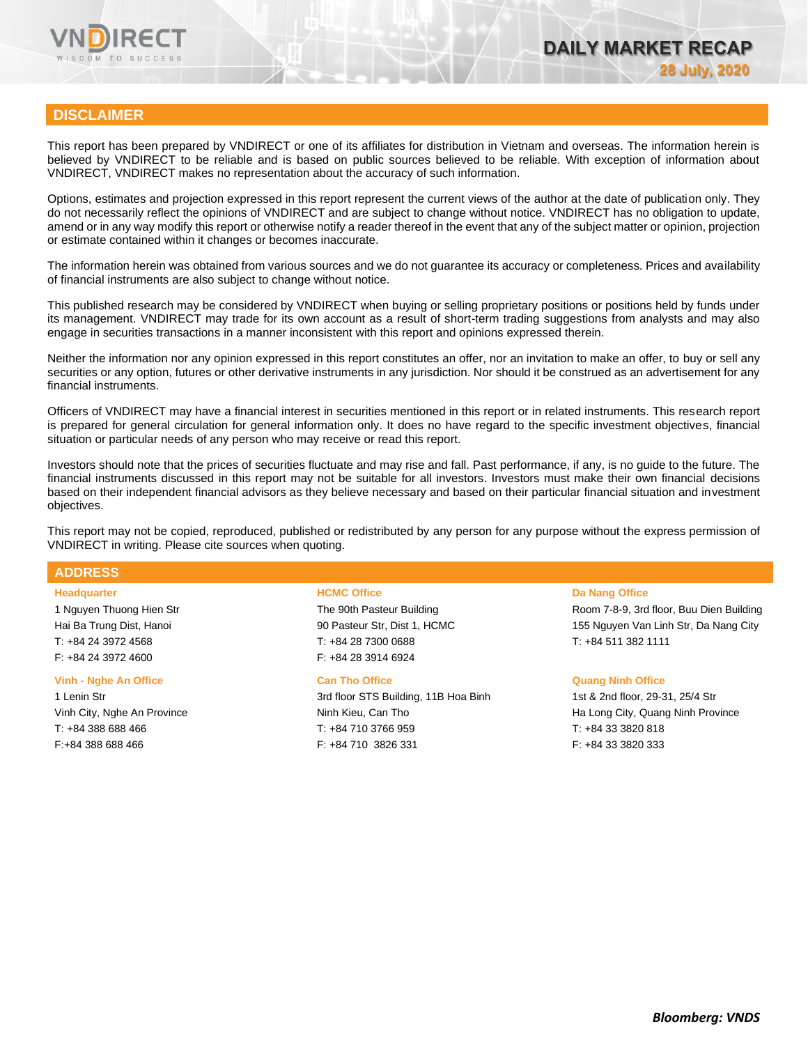# DAILY MARKET RECAP

**28 July, 2020**

## DISCLAIMER

This report has been prepared by VNDIRECT or one of its affiliates for distribution in Vietnam and overseas. The information herein is believed by VNDIRECT to be reliable and is based on public sources believed to be reliable. With exception of information about VNDIRECT, VNDIRECT makes no representation about the accuracy of such information.

Options, estimates and projection expressed in this report represent the current views of the author at the date of publication only. They do not necessarily reflect the opinions of VNDIRECT and are subject to change without notice. VNDIRECT has no obligation to update, amend or in any way modify this report or otherwise notify a reader thereof in the event that any of the subject matter or opinion, projection or estimate contained within it changes or becomes inaccurate.

The information herein was obtained from various sources and we do not guarantee its accuracy or completeness. Prices and availability of financial instruments are also subject to change without notice.

This published research may be considered by VNDIRECT when buying or selling proprietary positions or positions held by funds under its management. VNDIRECT may trade for its own account as a result of short-term trading suggestions from analysts and may also engage in securities transactions in a manner inconsistent with this report and opinions expressed therein.

Neither the information nor any opinion expressed in this report constitutes an offer, nor an invitation to make an offer, to buy or sell any securities or any option, futures or other derivative instruments in any jurisdiction. Nor should it be construed as an advertisement for any financial instruments.

Officers of VNDIRECT may have a financial interest in securities mentioned in this report or in related instruments. This research report is prepared for general circulation for general information only. It does no have regard to the specific investment objectives, financial situation or particular needs of any person who may receive or read this report.

Investors should note that the prices of securities fluctuate and may rise and fall. Past performance, if any, is no guide to the future. The financial instruments discussed in this report may not be suitable for all investors. Investors must make their own financial decisions based on their independent financial advisors as they believe necessary and based on their particular financial situation and investment objectives.

This report may not be copied, reproduced, published or redistributed by any person for any purpose without the express permission of VNDIRECT in writing. Please cite sources when quoting.

## ADDRESS

**Headquarter**
1 Nguyen Thuong Hien Str
Hai Ba Trung Dist, Hanoi
T: +84 24 3972 4568
F: +84 24 3972 4600

**HCMC Office**
The 90th Pasteur Building
90 Pasteur Str, Dist 1, HCMC
T: +84 28 7300 0688
F: +84 28 3914 6924

**Da Nang Office**
Room 7-8-9, 3rd floor, Buu Dien Building
155 Nguyen Van Linh Str, Da Nang City
T: +84 511 382 1111

**Vinh - Nghe An Office**
1 Lenin Str
Vinh City, Nghe An Province
T: +84 388 688 466
F:+84 388 688 466

**Can Tho Office**
3rd floor STS Building, 11B Hoa Binh
Ninh Kieu, Can Tho
T: +84 710 3766 959
F: +84 710 3826 331

**Quang Ninh Office**
1st & 2nd floor, 29-31, 25/4 Str
Ha Long City, Quang Ninh Province
T: +84 33 3820 818
F: +84 33 3820 333

***Bloomberg: VNDS***